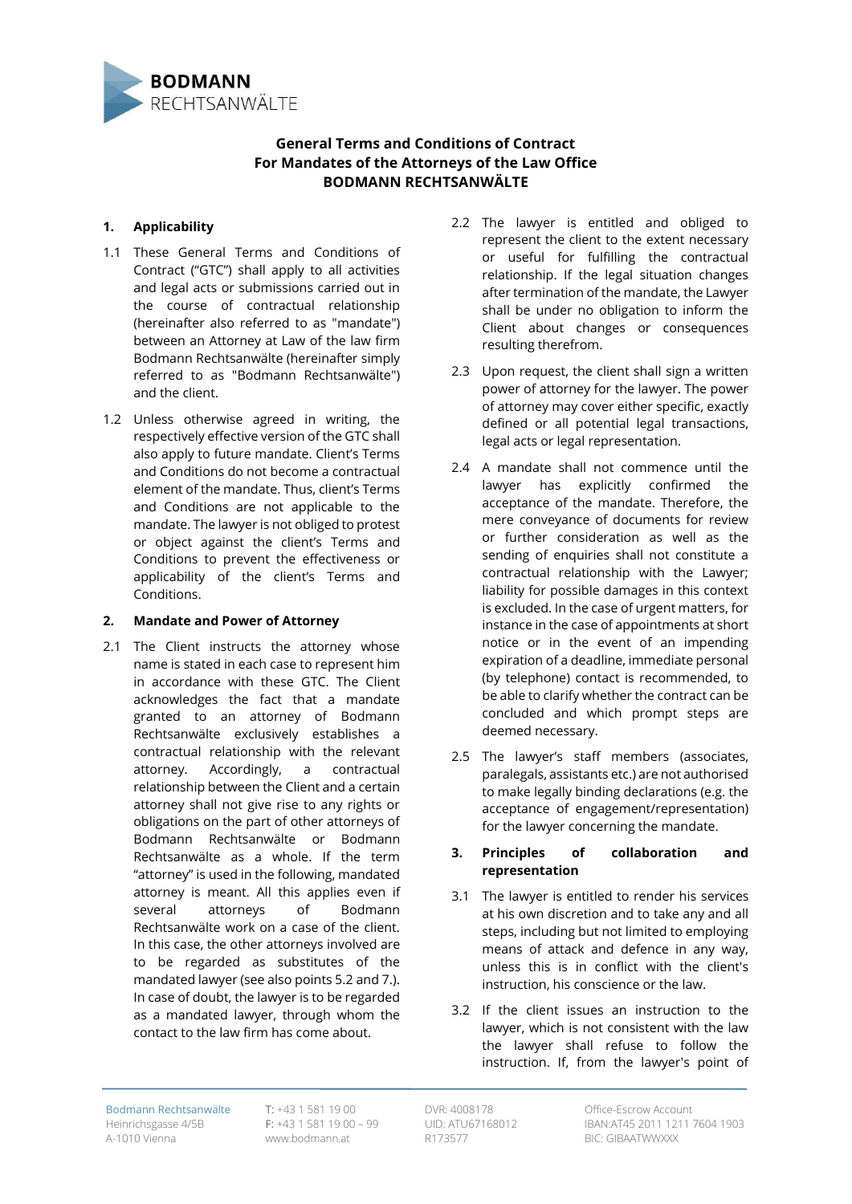**BODMANN**
RECHTSANWÄLTE

# General Terms and Conditions of Contract
# For Mandates of the Attorneys of the Law Office
# BODMANN RECHTSANWÄLTE

## 1. Applicability

1.1 These General Terms and Conditions of Contract ("GTC") shall apply to all activities and legal acts or submissions carried out in the course of contractual relationship (hereinafter also referred to as "mandate") between an Attorney at Law of the law firm Bodmann Rechtsanwälte (hereinafter simply referred to as "Bodmann Rechtsanwälte") and the client.

1.2 Unless otherwise agreed in writing, the respectively effective version of the GTC shall also apply to future mandate. Client's Terms and Conditions do not become a contractual element of the mandate. Thus, client's Terms and Conditions are not applicable to the mandate. The lawyer is not obliged to protest or object against the client's Terms and Conditions to prevent the effectiveness or applicability of the client's Terms and Conditions.

## 2. Mandate and Power of Attorney

2.1 The Client instructs the attorney whose name is stated in each case to represent him in accordance with these GTC. The Client acknowledges the fact that a mandate granted to an attorney of Bodmann Rechtsanwälte exclusively establishes a contractual relationship with the relevant attorney. Accordingly, a contractual relationship between the Client and a certain attorney shall not give rise to any rights or obligations on the part of other attorneys of Bodmann Rechtsanwälte or Bodmann Rechtsanwälte as a whole. If the term "attorney" is used in the following, mandated attorney is meant. All this applies even if several attorneys of Bodmann Rechtsanwälte work on a case of the client. In this case, the other attorneys involved are to be regarded as substitutes of the mandated lawyer (see also points 5.2 and 7.). In case of doubt, the lawyer is to be regarded as a mandated lawyer, through whom the contact to the law firm has come about.

2.2 The lawyer is entitled and obliged to represent the client to the extent necessary or useful for fulfilling the contractual relationship. If the legal situation changes after termination of the mandate, the Lawyer shall be under no obligation to inform the Client about changes or consequences resulting therefrom.

2.3 Upon request, the client shall sign a written power of attorney for the lawyer. The power of attorney may cover either specific, exactly defined or all potential legal transactions, legal acts or legal representation.

2.4 A mandate shall not commence until the lawyer has explicitly confirmed the acceptance of the mandate. Therefore, the mere conveyance of documents for review or further consideration as well as the sending of enquiries shall not constitute a contractual relationship with the Lawyer; liability for possible damages in this context is excluded. In the case of urgent matters, for instance in the case of appointments at short notice or in the event of an impending expiration of a deadline, immediate personal (by telephone) contact is recommended, to be able to clarify whether the contract can be concluded and which prompt steps are deemed necessary.

2.5 The lawyer's staff members (associates, paralegals, assistants etc.) are not authorised to make legally binding declarations (e.g. the acceptance of engagement/representation) for the lawyer concerning the mandate.

## 3. Principles of collaboration and representation

3.1 The lawyer is entitled to render his services at his own discretion and to take any and all steps, including but not limited to employing means of attack and defence in any way, unless this is in conflict with the client's instruction, his conscience or the law.

3.2 If the client issues an instruction to the lawyer, which is not consistent with the law the lawyer shall refuse to follow the instruction. If, from the lawyer's point of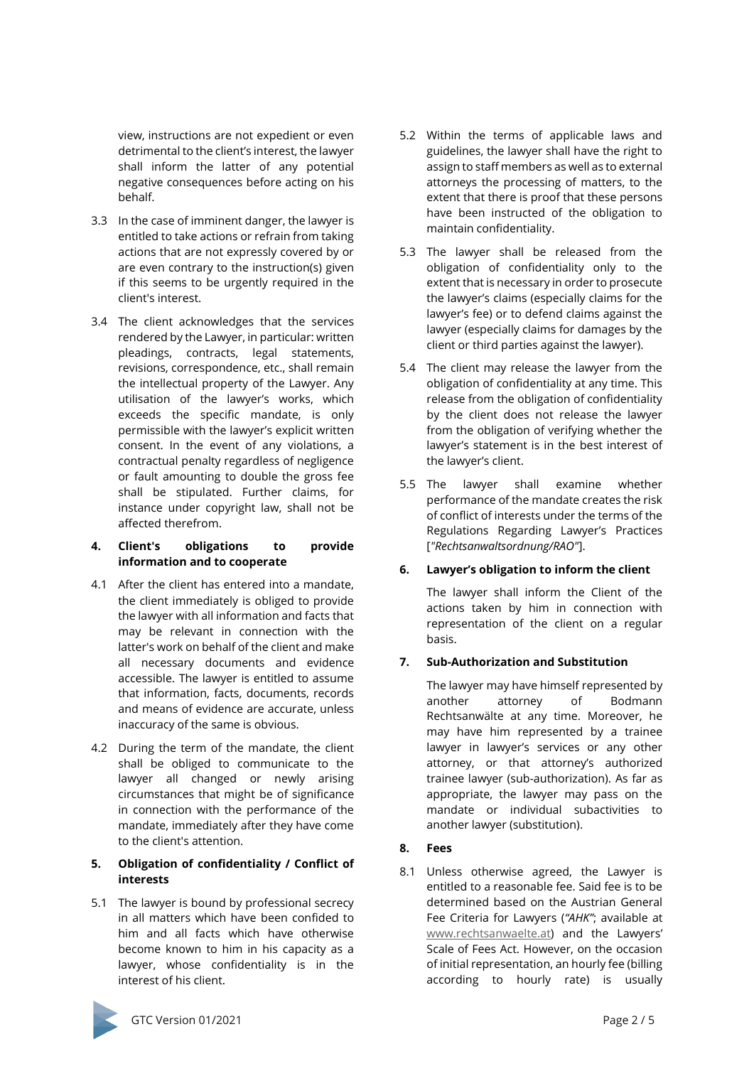view, instructions are not expedient or even detrimental to the client's interest, the lawyer shall inform the latter of any potential negative consequences before acting on his behalf.

3.3 In the case of imminent danger, the lawyer is entitled to take actions or refrain from taking actions that are not expressly covered by or are even contrary to the instruction(s) given if this seems to be urgently required in the client's interest.

3.4 The client acknowledges that the services rendered by the Lawyer, in particular: written pleadings, contracts, legal statements, revisions, correspondence, etc., shall remain the intellectual property of the Lawyer. Any utilisation of the lawyer's works, which exceeds the specific mandate, is only permissible with the lawyer's explicit written consent. In the event of any violations, a contractual penalty regardless of negligence or fault amounting to double the gross fee shall be stipulated. Further claims, for instance under copyright law, shall not be affected therefrom.

**4. Client's obligations to provide information and to cooperate**

4.1 After the client has entered into a mandate, the client immediately is obliged to provide the lawyer with all information and facts that may be relevant in connection with the latter's work on behalf of the client and make all necessary documents and evidence accessible. The lawyer is entitled to assume that information, facts, documents, records and means of evidence are accurate, unless inaccuracy of the same is obvious.

4.2 During the term of the mandate, the client shall be obliged to communicate to the lawyer all changed or newly arising circumstances that might be of significance in connection with the performance of the mandate, immediately after they have come to the client's attention.

**5. Obligation of confidentiality / Conflict of interests**

5.1 The lawyer is bound by professional secrecy in all matters which have been confided to him and all facts which have otherwise become known to him in his capacity as a lawyer, whose confidentiality is in the interest of his client.

5.2 Within the terms of applicable laws and guidelines, the lawyer shall have the right to assign to staff members as well as to external attorneys the processing of matters, to the extent that there is proof that these persons have been instructed of the obligation to maintain confidentiality.

5.3 The lawyer shall be released from the obligation of confidentiality only to the extent that is necessary in order to prosecute the lawyer's claims (especially claims for the lawyer's fee) or to defend claims against the lawyer (especially claims for damages by the client or third parties against the lawyer).

5.4 The client may release the lawyer from the obligation of confidentiality at any time. This release from the obligation of confidentiality by the client does not release the lawyer from the obligation of verifying whether the lawyer's statement is in the best interest of the lawyer's client.

5.5 The lawyer shall examine whether performance of the mandate creates the risk of conflict of interests under the terms of the Regulations Regarding Lawyer's Practices [*"Rechtsanwaltsordnung/RAO"*].

**6. Lawyer's obligation to inform the client**

The lawyer shall inform the Client of the actions taken by him in connection with representation of the client on a regular basis.

**7. Sub-Authorization and Substitution**

The lawyer may have himself represented by another attorney of Bodmann Rechtsanwälte at any time. Moreover, he may have him represented by a trainee lawyer in lawyer's services or any other attorney, or that attorney's authorized trainee lawyer (sub-authorization). As far as appropriate, the lawyer may pass on the mandate or individual subactivities to another lawyer (substitution).

**8. Fees**

8.1 Unless otherwise agreed, the Lawyer is entitled to a reasonable fee. Said fee is to be determined based on the Austrian General Fee Criteria for Lawyers (*"AHK"*; available at www.rechtsanwaelte.at) and the Lawyers' Scale of Fees Act. However, on the occasion of initial representation, an hourly fee (billing according to hourly rate) is usually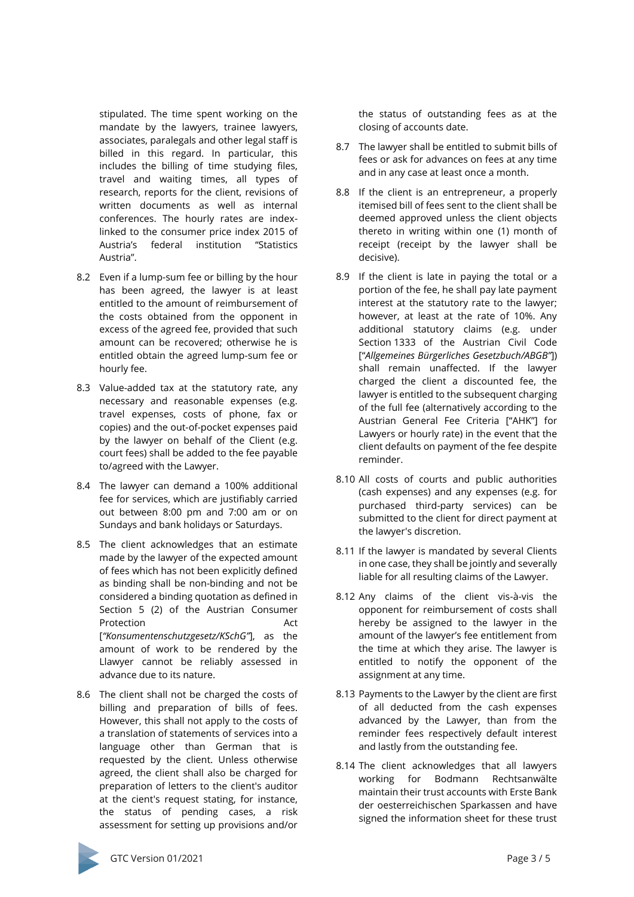stipulated. The time spent working on the mandate by the lawyers, trainee lawyers, associates, paralegals and other legal staff is billed in this regard. In particular, this includes the billing of time studying files, travel and waiting times, all types of research, reports for the client, revisions of written documents as well as internal conferences. The hourly rates are index-linked to the consumer price index 2015 of Austria's federal institution "Statistics Austria".

8.2 Even if a lump-sum fee or billing by the hour has been agreed, the lawyer is at least entitled to the amount of reimbursement of the costs obtained from the opponent in excess of the agreed fee, provided that such amount can be recovered; otherwise he is entitled obtain the agreed lump-sum fee or hourly fee.

8.3 Value-added tax at the statutory rate, any necessary and reasonable expenses (e.g. travel expenses, costs of phone, fax or copies) and the out-of-pocket expenses paid by the lawyer on behalf of the Client (e.g. court fees) shall be added to the fee payable to/agreed with the Lawyer.

8.4 The lawyer can demand a 100% additional fee for services, which are justifiably carried out between 8:00 pm and 7:00 am or on Sundays and bank holidays or Saturdays.

8.5 The client acknowledges that an estimate made by the lawyer of the expected amount of fees which has not been explicitly defined as binding shall be non-binding and not be considered a binding quotation as defined in Section 5 (2) of the Austrian Consumer Protection Act [*"Konsumentenschutzgesetz/KSchG"*], as the amount of work to be rendered by the Llawyer cannot be reliably assessed in advance due to its nature.

8.6 The client shall not be charged the costs of billing and preparation of bills of fees. However, this shall not apply to the costs of a translation of statements of services into a language other than German that is requested by the client. Unless otherwise agreed, the client shall also be charged for preparation of letters to the client's auditor at the cient's request stating, for instance, the status of pending cases, a risk assessment for setting up provisions and/or the status of outstanding fees as at the closing of accounts date.

8.7 The lawyer shall be entitled to submit bills of fees or ask for advances on fees at any time and in any case at least once a month.

8.8 If the client is an entrepreneur, a properly itemised bill of fees sent to the client shall be deemed approved unless the client objects thereto in writing within one (1) month of receipt (receipt by the lawyer shall be decisive).

8.9 If the client is late in paying the total or a portion of the fee, he shall pay late payment interest at the statutory rate to the lawyer; however, at least at the rate of 10%. Any additional statutory claims (e.g. under Section 1333 of the Austrian Civil Code [*"Allgemeines Bürgerliches Gesetzbuch/ABGB"*]) shall remain unaffected. If the lawyer charged the client a discounted fee, the lawyer is entitled to the subsequent charging of the full fee (alternatively according to the Austrian General Fee Criteria ["AHK"] for Lawyers or hourly rate) in the event that the client defaults on payment of the fee despite reminder.

8.10 All costs of courts and public authorities (cash expenses) and any expenses (e.g. for purchased third-party services) can be submitted to the client for direct payment at the lawyer's discretion.

8.11 If the lawyer is mandated by several Clients in one case, they shall be jointly and severally liable for all resulting claims of the Lawyer.

8.12 Any claims of the client vis-à-vis the opponent for reimbursement of costs shall hereby be assigned to the lawyer in the amount of the lawyer's fee entitlement from the time at which they arise. The lawyer is entitled to notify the opponent of the assignment at any time.

8.13 Payments to the Lawyer by the client are first of all deducted from the cash expenses advanced by the Lawyer, than from the reminder fees respectively default interest and lastly from the outstanding fee.

8.14 The client acknowledges that all lawyers working for Bodmann Rechtsanwälte maintain their trust accounts with Erste Bank der oesterreichischen Sparkassen and have signed the information sheet for these trust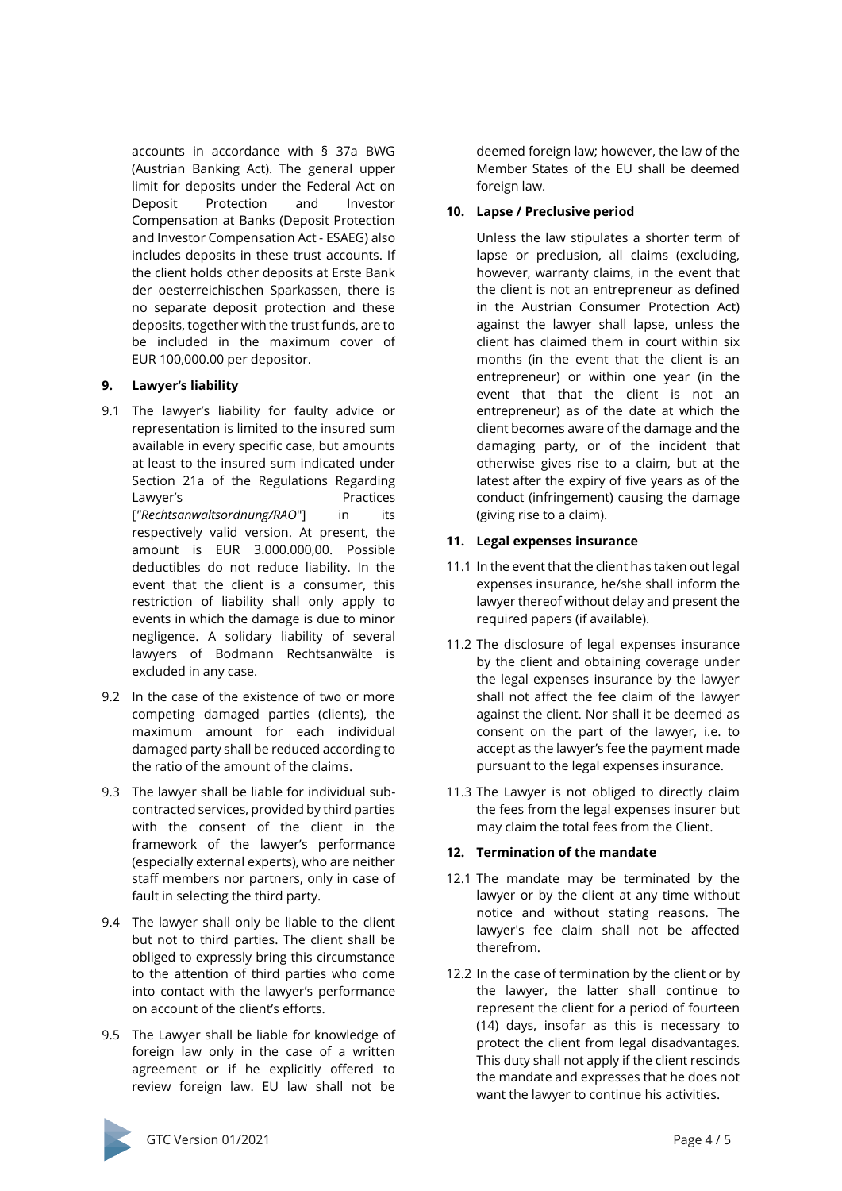accounts in accordance with § 37a BWG (Austrian Banking Act). The general upper limit for deposits under the Federal Act on Deposit Protection and Investor Compensation at Banks (Deposit Protection and Investor Compensation Act - ESAEG) also includes deposits in these trust accounts. If the client holds other deposits at Erste Bank der oesterreichischen Sparkassen, there is no separate deposit protection and these deposits, together with the trust funds, are to be included in the maximum cover of EUR 100,000.00 per depositor.

## 9. Lawyer's liability

9.1 The lawyer's liability for faulty advice or representation is limited to the insured sum available in every specific case, but amounts at least to the insured sum indicated under Section 21a of the Regulations Regarding Lawyer's Practices [*"Rechtsanwaltsordnung/RAO"*] in its respectively valid version. At present, the amount is EUR 3.000.000,00. Possible deductibles do not reduce liability. In the event that the client is a consumer, this restriction of liability shall only apply to events in which the damage is due to minor negligence. A solidary liability of several lawyers of Bodmann Rechtsanwälte is excluded in any case.

9.2 In the case of the existence of two or more competing damaged parties (clients), the maximum amount for each individual damaged party shall be reduced according to the ratio of the amount of the claims.

9.3 The lawyer shall be liable for individual sub-contracted services, provided by third parties with the consent of the client in the framework of the lawyer's performance (especially external experts), who are neither staff members nor partners, only in case of fault in selecting the third party.

9.4 The lawyer shall only be liable to the client but not to third parties. The client shall be obliged to expressly bring this circumstance to the attention of third parties who come into contact with the lawyer's performance on account of the client's efforts.

9.5 The Lawyer shall be liable for knowledge of foreign law only in the case of a written agreement or if he explicitly offered to review foreign law. EU law shall not be deemed foreign law; however, the law of the Member States of the EU shall be deemed foreign law.

## 10. Lapse / Preclusive period

Unless the law stipulates a shorter term of lapse or preclusion, all claims (excluding, however, warranty claims, in the event that the client is not an entrepreneur as defined in the Austrian Consumer Protection Act) against the lawyer shall lapse, unless the client has claimed them in court within six months (in the event that the client is an entrepreneur) or within one year (in the event that that the client is not an entrepreneur) as of the date at which the client becomes aware of the damage and the damaging party, or of the incident that otherwise gives rise to a claim, but at the latest after the expiry of five years as of the conduct (infringement) causing the damage (giving rise to a claim).

## 11. Legal expenses insurance

11.1 In the event that the client has taken out legal expenses insurance, he/she shall inform the lawyer thereof without delay and present the required papers (if available).

11.2 The disclosure of legal expenses insurance by the client and obtaining coverage under the legal expenses insurance by the lawyer shall not affect the fee claim of the lawyer against the client. Nor shall it be deemed as consent on the part of the lawyer, i.e. to accept as the lawyer's fee the payment made pursuant to the legal expenses insurance.

11.3 The Lawyer is not obliged to directly claim the fees from the legal expenses insurer but may claim the total fees from the Client.

## 12. Termination of the mandate

12.1 The mandate may be terminated by the lawyer or by the client at any time without notice and without stating reasons. The lawyer's fee claim shall not be affected therefrom.

12.2 In the case of termination by the client or by the lawyer, the latter shall continue to represent the client for a period of fourteen (14) days, insofar as this is necessary to protect the client from legal disadvantages. This duty shall not apply if the client rescinds the mandate and expresses that he does not want the lawyer to continue his activities.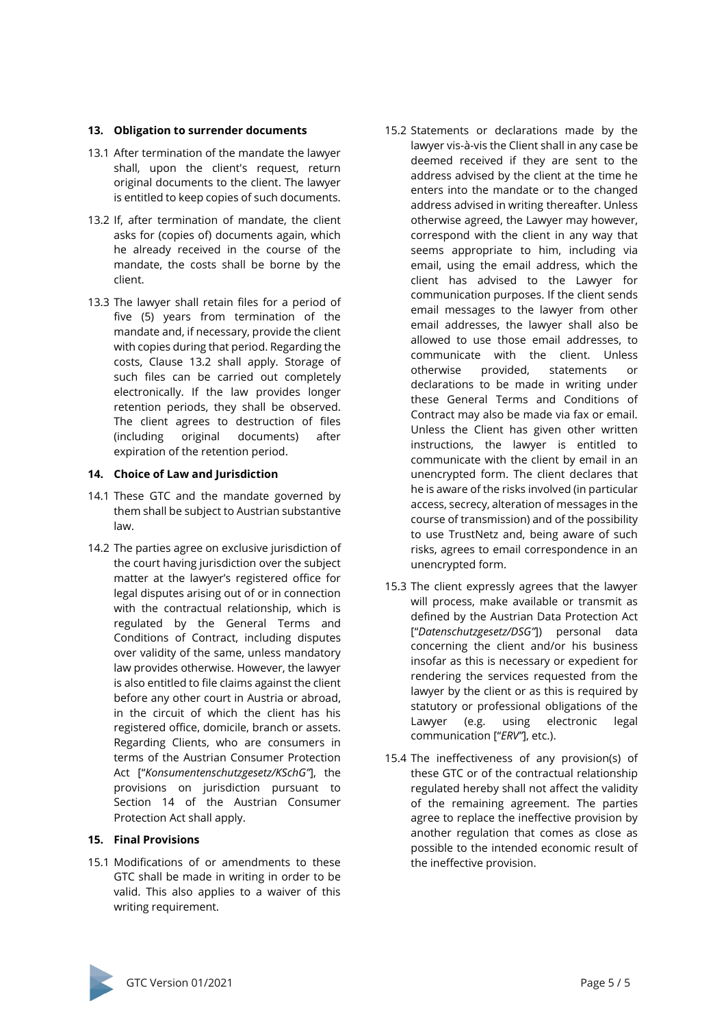## 13. Obligation to surrender documents

13.1 After termination of the mandate the lawyer shall, upon the client's request, return original documents to the client. The lawyer is entitled to keep copies of such documents.

13.2 If, after termination of mandate, the client asks for (copies of) documents again, which he already received in the course of the mandate, the costs shall be borne by the client.

13.3 The lawyer shall retain files for a period of five (5) years from termination of the mandate and, if necessary, provide the client with copies during that period. Regarding the costs, Clause 13.2 shall apply. Storage of such files can be carried out completely electronically. If the law provides longer retention periods, they shall be observed. The client agrees to destruction of files (including original documents) after expiration of the retention period.

## 14. Choice of Law and Jurisdiction

14.1 These GTC and the mandate governed by them shall be subject to Austrian substantive law.

14.2 The parties agree on exclusive jurisdiction of the court having jurisdiction over the subject matter at the lawyer's registered office for legal disputes arising out of or in connection with the contractual relationship, which is regulated by the General Terms and Conditions of Contract, including disputes over validity of the same, unless mandatory law provides otherwise. However, the lawyer is also entitled to file claims against the client before any other court in Austria or abroad, in the circuit of which the client has his registered office, domicile, branch or assets. Regarding Clients, who are consumers in terms of the Austrian Consumer Protection Act ["*Konsumentenschutzgesetz/KSchG"*], the provisions on jurisdiction pursuant to Section 14 of the Austrian Consumer Protection Act shall apply.

## 15. Final Provisions

15.1 Modifications of or amendments to these GTC shall be made in writing in order to be valid. This also applies to a waiver of this writing requirement.

15.2 Statements or declarations made by the lawyer vis-à-vis the Client shall in any case be deemed received if they are sent to the address advised by the client at the time he enters into the mandate or to the changed address advised in writing thereafter. Unless otherwise agreed, the Lawyer may however, correspond with the client in any way that seems appropriate to him, including via email, using the email address, which the client has advised to the Lawyer for communication purposes. If the client sends email messages to the lawyer from other email addresses, the lawyer shall also be allowed to use those email addresses, to communicate with the client. Unless otherwise provided, statements or declarations to be made in writing under these General Terms and Conditions of Contract may also be made via fax or email. Unless the Client has given other written instructions, the lawyer is entitled to communicate with the client by email in an unencrypted form. The client declares that he is aware of the risks involved (in particular access, secrecy, alteration of messages in the course of transmission) and of the possibility to use TrustNetz and, being aware of such risks, agrees to email correspondence in an unencrypted form.

15.3 The client expressly agrees that the lawyer will process, make available or transmit as defined by the Austrian Data Protection Act ["*Datenschutzgesetz/DSG"*]) personal data concerning the client and/or his business insofar as this is necessary or expedient for rendering the services requested from the lawyer by the client or as this is required by statutory or professional obligations of the Lawyer (e.g. using electronic legal communication ["*ERV"*], etc.).

15.4 The ineffectiveness of any provision(s) of these GTC or of the contractual relationship regulated hereby shall not affect the validity of the remaining agreement. The parties agree to replace the ineffective provision by another regulation that comes as close as possible to the intended economic result of the ineffective provision.